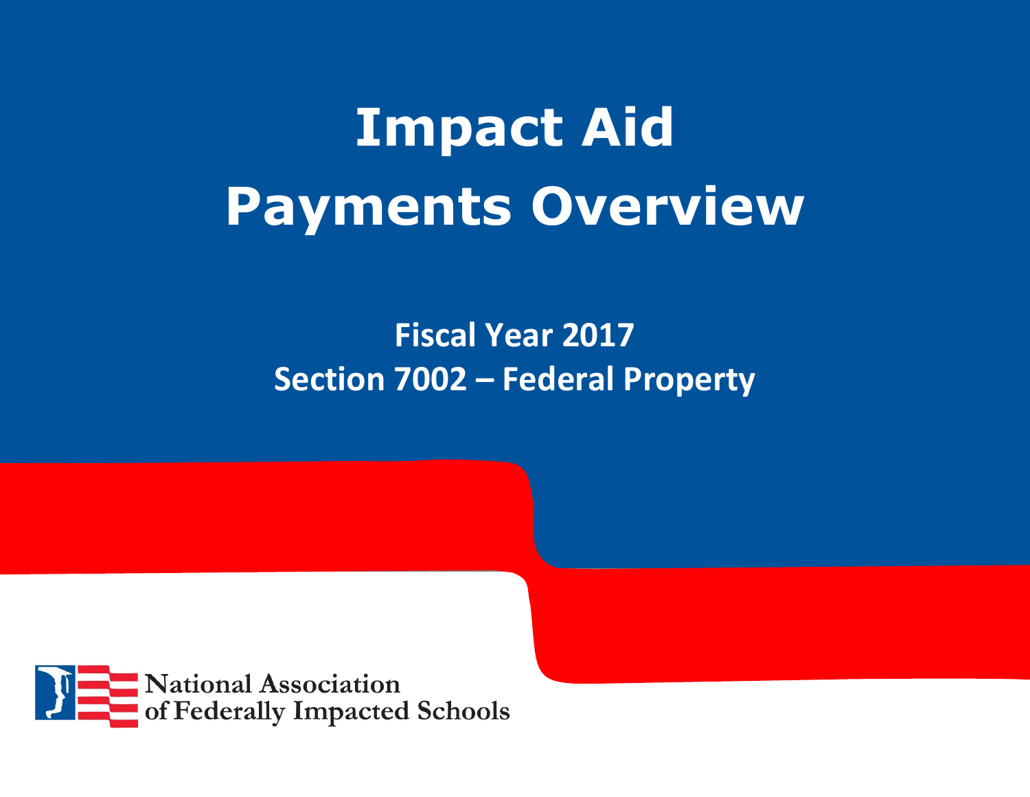# Impact Aid Payments Overview

## Fiscal Year 2017
## Section 7002 – Federal Property

National Association of Federally Impacted Schools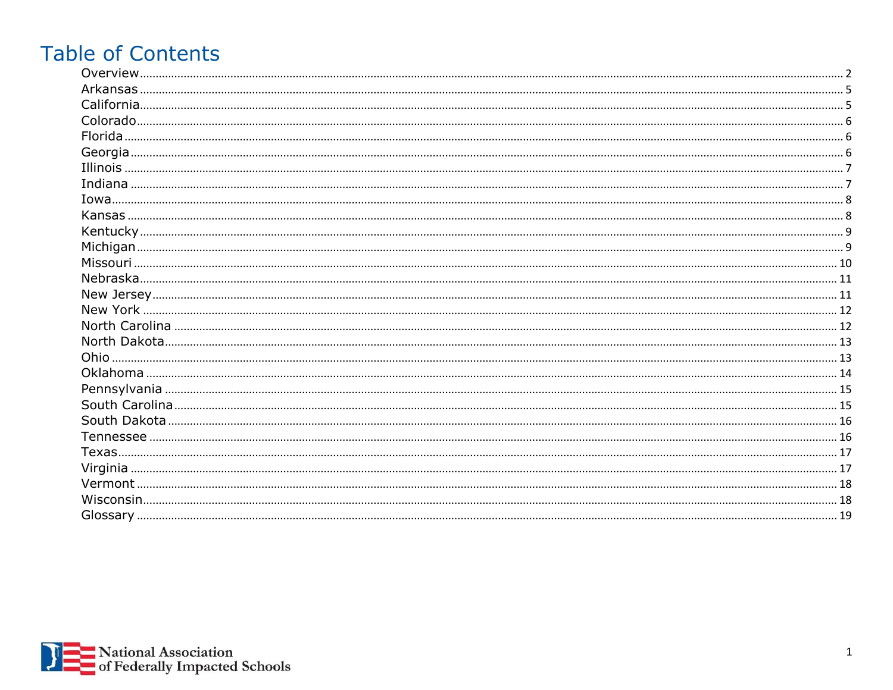# Table of Contents

- Overview ........ 2
- Arkansas ........ 5
- California ........ 5
- Colorado ........ 6
- Florida ........ 6
- Georgia ........ 6
- Illinois ........ 7
- Indiana ........ 7
- Iowa ........ 8
- Kansas ........ 8
- Kentucky ........ 9
- Michigan ........ 9
- Missouri ........ 10
- Nebraska ........ 11
- New Jersey ........ 11
- New York ........ 12
- North Carolina ........ 12
- North Dakota ........ 13
- Ohio ........ 13
- Oklahoma ........ 14
- Pennsylvania ........ 15
- South Carolina ........ 15
- South Dakota ........ 16
- Tennessee ........ 16
- Texas ........ 17
- Virginia ........ 17
- Vermont ........ 18
- Wisconsin ........ 18
- Glossary ........ 19

National Association of Federally Impacted Schools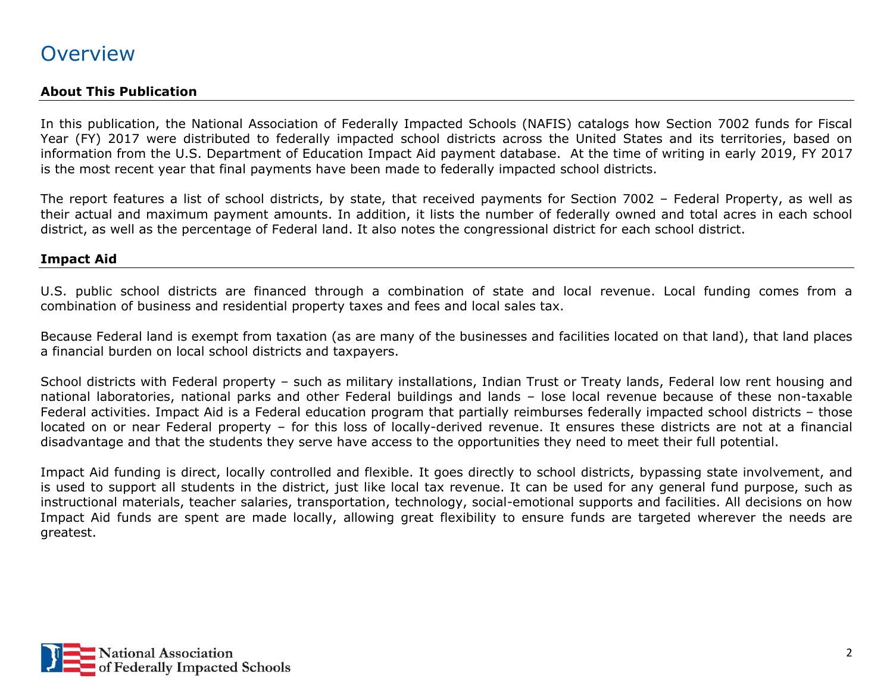# Overview

## About This Publication

In this publication, the National Association of Federally Impacted Schools (NAFIS) catalogs how Section 7002 funds for Fiscal Year (FY) 2017 were distributed to federally impacted school districts across the United States and its territories, based on information from the U.S. Department of Education Impact Aid payment database. At the time of writing in early 2019, FY 2017 is the most recent year that final payments have been made to federally impacted school districts.

The report features a list of school districts, by state, that received payments for Section 7002 – Federal Property, as well as their actual and maximum payment amounts. In addition, it lists the number of federally owned and total acres in each school district, as well as the percentage of Federal land. It also notes the congressional district for each school district.

## Impact Aid

U.S. public school districts are financed through a combination of state and local revenue. Local funding comes from a combination of business and residential property taxes and fees and local sales tax.

Because Federal land is exempt from taxation (as are many of the businesses and facilities located on that land), that land places a financial burden on local school districts and taxpayers.

School districts with Federal property – such as military installations, Indian Trust or Treaty lands, Federal low rent housing and national laboratories, national parks and other Federal buildings and lands – lose local revenue because of these non-taxable Federal activities. Impact Aid is a Federal education program that partially reimburses federally impacted school districts – those located on or near Federal property – for this loss of locally-derived revenue. It ensures these districts are not at a financial disadvantage and that the students they serve have access to the opportunities they need to meet their full potential.

Impact Aid funding is direct, locally controlled and flexible. It goes directly to school districts, bypassing state involvement, and is used to support all students in the district, just like local tax revenue. It can be used for any general fund purpose, such as instructional materials, teacher salaries, transportation, technology, social-emotional supports and facilities. All decisions on how Impact Aid funds are spent are made locally, allowing great flexibility to ensure funds are targeted wherever the needs are greatest.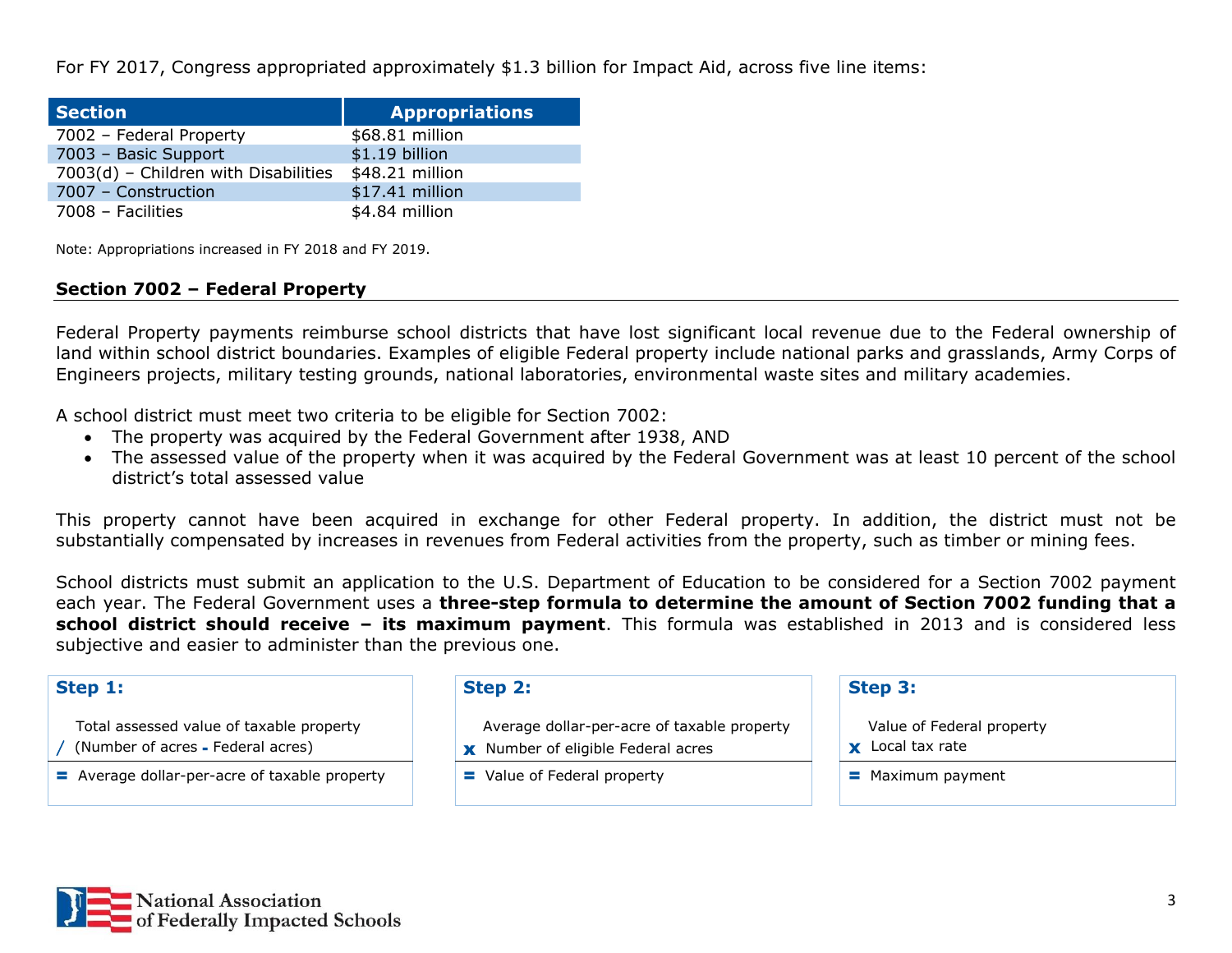For FY 2017, Congress appropriated approximately $1.3 billion for Impact Aid, across five line items:

| Section | Appropriations |
|---|---|
| 7002 – Federal Property | $68.81 million |
| 7003 – Basic Support | $1.19 billion |
| 7003(d) – Children with Disabilities | $48.21 million |
| 7007 – Construction | $17.41 million |
| 7008 – Facilities | $4.84 million |

Note: Appropriations increased in FY 2018 and FY 2019.

## Section 7002 – Federal Property

Federal Property payments reimburse school districts that have lost significant local revenue due to the Federal ownership of land within school district boundaries. Examples of eligible Federal property include national parks and grasslands, Army Corps of Engineers projects, military testing grounds, national laboratories, environmental waste sites and military academies.

A school district must meet two criteria to be eligible for Section 7002:

- The property was acquired by the Federal Government after 1938, AND
- The assessed value of the property when it was acquired by the Federal Government was at least 10 percent of the school district's total assessed value

This property cannot have been acquired in exchange for other Federal property. In addition, the district must not be substantially compensated by increases in revenues from Federal activities from the property, such as timber or mining fees.

School districts must submit an application to the U.S. Department of Education to be considered for a Section 7002 payment each year. The Federal Government uses a **three-step formula to determine the amount of Section 7002 funding that a school district should receive – its maximum payment**. This formula was established in 2013 and is considered less subjective and easier to administer than the previous one.

**Step 1:**

Total assessed value of taxable property
/ (Number of acres - Federal acres)
= Average dollar-per-acre of taxable property

**Step 2:**

Average dollar-per-acre of taxable property
x Number of eligible Federal acres
= Value of Federal property

**Step 3:**

Value of Federal property
x Local tax rate
= Maximum payment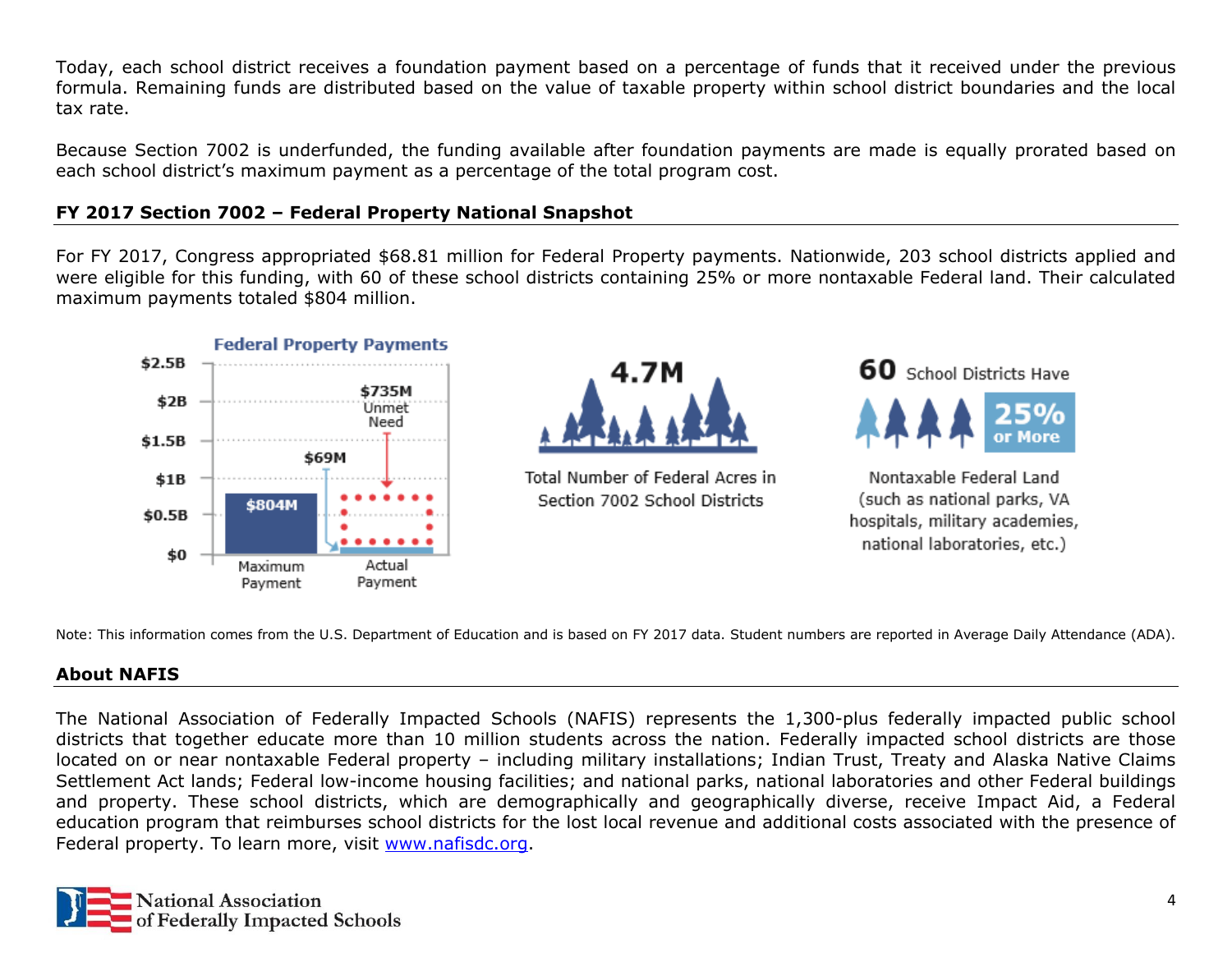Today, each school district receives a foundation payment based on a percentage of funds that it received under the previous formula. Remaining funds are distributed based on the value of taxable property within school district boundaries and the local tax rate.

Because Section 7002 is underfunded, the funding available after foundation payments are made is equally prorated based on each school district's maximum payment as a percentage of the total program cost.

### FY 2017 Section 7002 – Federal Property National Snapshot

For FY 2017, Congress appropriated $68.81 million for Federal Property payments. Nationwide, 203 school districts applied and were eligible for this funding, with 60 of these school districts containing 25% or more nontaxable Federal land. Their calculated maximum payments totaled $804 million.

**Federal Property Payments**

| | Maximum Payment | Actual Payment |
|---|---|---|
| Amount | $804M | $69M |
| Unmet Need | | $735M |

**4.7M** Total Number of Federal Acres in Section 7002 School Districts

**60** School Districts Have **25% or More** Nontaxable Federal Land (such as national parks, VA hospitals, military academies, national laboratories, etc.)

Note: This information comes from the U.S. Department of Education and is based on FY 2017 data. Student numbers are reported in Average Daily Attendance (ADA).

### About NAFIS

The National Association of Federally Impacted Schools (NAFIS) represents the 1,300-plus federally impacted public school districts that together educate more than 10 million students across the nation. Federally impacted school districts are those located on or near nontaxable Federal property – including military installations; Indian Trust, Treaty and Alaska Native Claims Settlement Act lands; Federal low-income housing facilities; and national parks, national laboratories and other Federal buildings and property. These school districts, which are demographically and geographically diverse, receive Impact Aid, a Federal education program that reimburses school districts for the lost local revenue and additional costs associated with the presence of Federal property. To learn more, visit www.nafisdc.org.

National Association of Federally Impacted Schools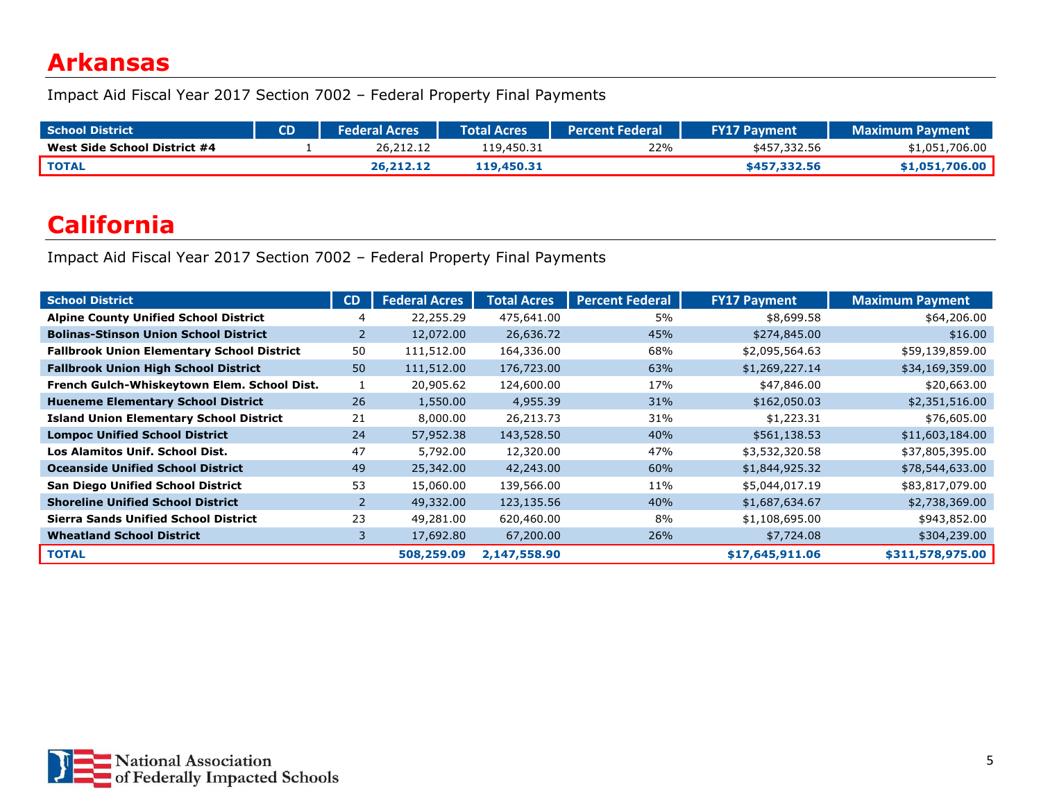# Arkansas

Impact Aid Fiscal Year 2017 Section 7002 – Federal Property Final Payments

| School District | CD | Federal Acres | Total Acres | Percent Federal | FY17 Payment | Maximum Payment |
|---|---|---|---|---|---|---|
| **West Side School District #4** | 1 | 26,212.12 | 119,450.31 | 22% | $457,332.56 | $1,051,706.00 |
| **TOTAL** | | **26,212.12** | **119,450.31** | | **$457,332.56** | **$1,051,706.00** |

# California

Impact Aid Fiscal Year 2017 Section 7002 – Federal Property Final Payments

| School District | CD | Federal Acres | Total Acres | Percent Federal | FY17 Payment | Maximum Payment |
|---|---|---|---|---|---|---|
| **Alpine County Unified School District** | 4 | 22,255.29 | 475,641.00 | 5% | $8,699.58 | $64,206.00 |
| **Bolinas-Stinson Union School District** | 2 | 12,072.00 | 26,636.72 | 45% | $274,845.00 | $16.00 |
| **Fallbrook Union Elementary School District** | 50 | 111,512.00 | 164,336.00 | 68% | $2,095,564.63 | $59,139,859.00 |
| **Fallbrook Union High School District** | 50 | 111,512.00 | 176,723.00 | 63% | $1,269,227.14 | $34,169,359.00 |
| **French Gulch-Whiskeytown Elem. School Dist.** | 1 | 20,905.62 | 124,600.00 | 17% | $47,846.00 | $20,663.00 |
| **Hueneme Elementary School District** | 26 | 1,550.00 | 4,955.39 | 31% | $162,050.03 | $2,351,516.00 |
| **Island Union Elementary School District** | 21 | 8,000.00 | 26,213.73 | 31% | $1,223.31 | $76,605.00 |
| **Lompoc Unified School District** | 24 | 57,952.38 | 143,528.50 | 40% | $561,138.53 | $11,603,184.00 |
| **Los Alamitos Unif. School Dist.** | 47 | 5,792.00 | 12,320.00 | 47% | $3,532,320.58 | $37,805,395.00 |
| **Oceanside Unified School District** | 49 | 25,342.00 | 42,243.00 | 60% | $1,844,925.32 | $78,544,633.00 |
| **San Diego Unified School District** | 53 | 15,060.00 | 139,566.00 | 11% | $5,044,017.19 | $83,817,079.00 |
| **Shoreline Unified School District** | 2 | 49,332.00 | 123,135.56 | 40% | $1,687,634.67 | $2,738,369.00 |
| **Sierra Sands Unified School District** | 23 | 49,281.00 | 620,460.00 | 8% | $1,108,695.00 | $943,852.00 |
| **Wheatland School District** | 3 | 17,692.80 | 67,200.00 | 26% | $7,724.08 | $304,239.00 |
| **TOTAL** | | **508,259.09** | **2,147,558.90** | | **$17,645,911.06** | **$311,578,975.00** |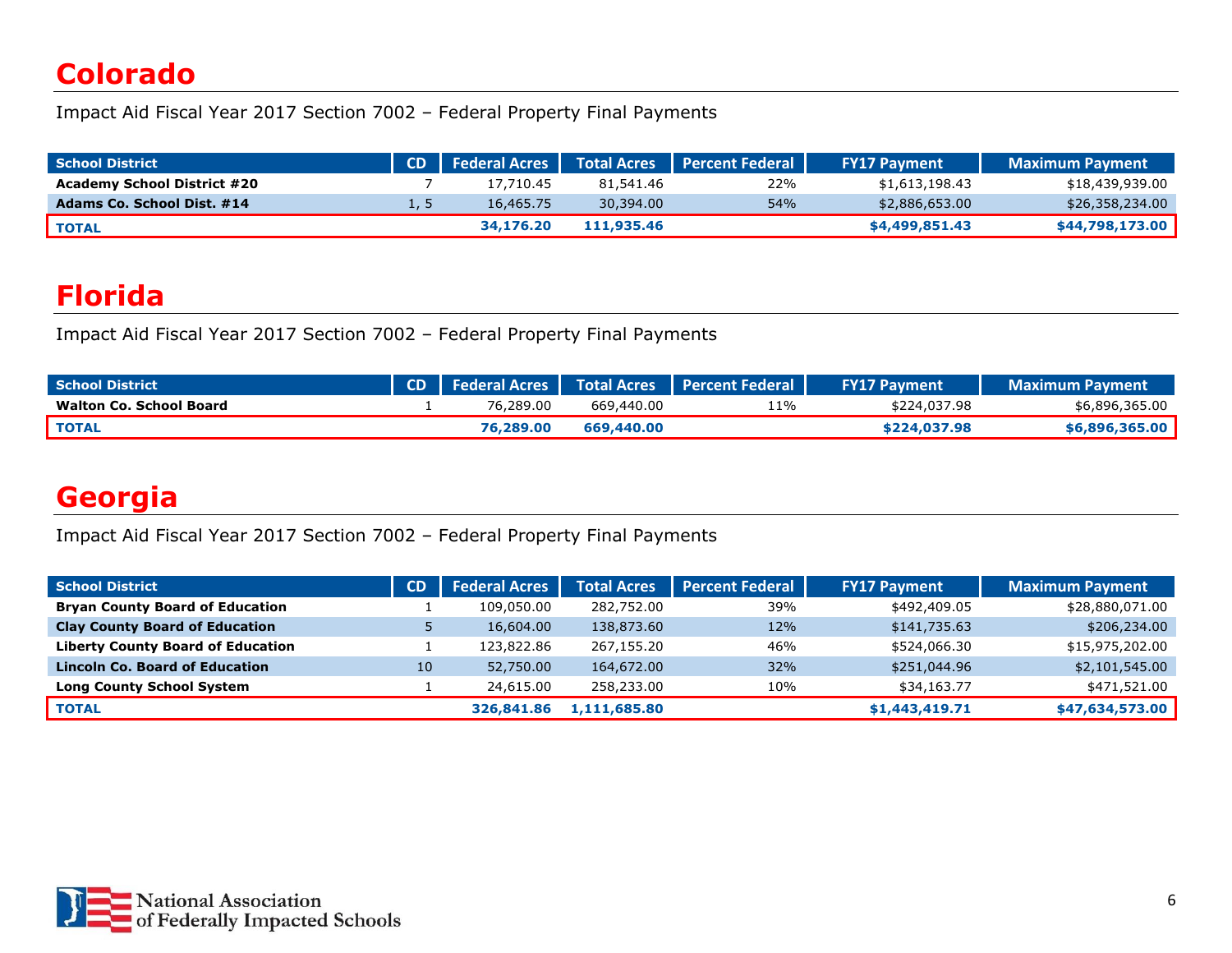# Colorado

Impact Aid Fiscal Year 2017 Section 7002 – Federal Property Final Payments

| School District | CD | Federal Acres | Total Acres | Percent Federal | FY17 Payment | Maximum Payment |
|---|---|---|---|---|---|---|
| **Academy School District #20** | 7 | 17,710.45 | 81,541.46 | 22% | $1,613,198.43 | $18,439,939.00 |
| **Adams Co. School Dist. #14** | 1, 5 | 16,465.75 | 30,394.00 | 54% | $2,886,653.00 | $26,358,234.00 |
| **TOTAL** | | **34,176.20** | **111,935.46** | | **$4,499,851.43** | **$44,798,173.00** |

# Florida

Impact Aid Fiscal Year 2017 Section 7002 – Federal Property Final Payments

| School District | CD | Federal Acres | Total Acres | Percent Federal | FY17 Payment | Maximum Payment |
|---|---|---|---|---|---|---|
| **Walton Co. School Board** | 1 | 76,289.00 | 669,440.00 | 11% | $224,037.98 | $6,896,365.00 |
| **TOTAL** | | **76,289.00** | **669,440.00** | | **$224,037.98** | **$6,896,365.00** |

# Georgia

Impact Aid Fiscal Year 2017 Section 7002 – Federal Property Final Payments

| School District | CD | Federal Acres | Total Acres | Percent Federal | FY17 Payment | Maximum Payment |
|---|---|---|---|---|---|---|
| **Bryan County Board of Education** | 1 | 109,050.00 | 282,752.00 | 39% | $492,409.05 | $28,880,071.00 |
| **Clay County Board of Education** | 5 | 16,604.00 | 138,873.60 | 12% | $141,735.63 | $206,234.00 |
| **Liberty County Board of Education** | 1 | 123,822.86 | 267,155.20 | 46% | $524,066.30 | $15,975,202.00 |
| **Lincoln Co. Board of Education** | 10 | 52,750.00 | 164,672.00 | 32% | $251,044.96 | $2,101,545.00 |
| **Long County School System** | 1 | 24,615.00 | 258,233.00 | 10% | $34,163.77 | $471,521.00 |
| **TOTAL** | | **326,841.86** | **1,111,685.80** | | **$1,443,419.71** | **$47,634,573.00** |

National Association of Federally Impacted Schools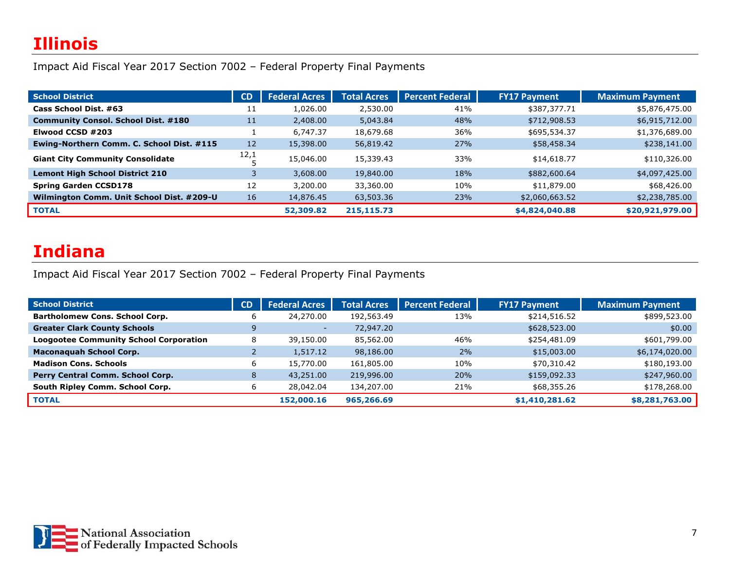# Illinois

Impact Aid Fiscal Year 2017 Section 7002 – Federal Property Final Payments

| School District | CD | Federal Acres | Total Acres | Percent Federal | FY17 Payment | Maximum Payment |
|---|---|---|---|---|---|---|
| **Cass School Dist. #63** | 11 | 1,026.00 | 2,530.00 | 41% | $387,377.71 | $5,876,475.00 |
| **Community Consol. School Dist. #180** | 11 | 2,408.00 | 5,043.84 | 48% | $712,908.53 | $6,915,712.00 |
| **Elwood CCSD #203** | 1 | 6,747.37 | 18,679.68 | 36% | $695,534.37 | $1,376,689.00 |
| **Ewing-Northern Comm. C. School Dist. #115** | 12 | 15,398.00 | 56,819.42 | 27% | $58,458.34 | $238,141.00 |
| **Giant City Community Consolidate** | 12,15 | 15,046.00 | 15,339.43 | 33% | $14,618.77 | $110,326.00 |
| **Lemont High School District 210** | 3 | 3,608.00 | 19,840.00 | 18% | $882,600.64 | $4,097,425.00 |
| **Spring Garden CCSD178** | 12 | 3,200.00 | 33,360.00 | 10% | $11,879.00 | $68,426.00 |
| **Wilmington Comm. Unit School Dist. #209-U** | 16 | 14,876.45 | 63,503.36 | 23% | $2,060,663.52 | $2,238,785.00 |
| **TOTAL** | | **52,309.82** | **215,115.73** | | **$4,824,040.88** | **$20,921,979.00** |

# Indiana

Impact Aid Fiscal Year 2017 Section 7002 – Federal Property Final Payments

| School District | CD | Federal Acres | Total Acres | Percent Federal | FY17 Payment | Maximum Payment |
|---|---|---|---|---|---|---|
| **Bartholomew Cons. School Corp.** | 6 | 24,270.00 | 192,563.49 | 13% | $214,516.52 | $899,523.00 |
| **Greater Clark County Schools** | 9 | - | 72,947.20 | | $628,523.00 | $0.00 |
| **Loogootee Community School Corporation** | 8 | 39,150.00 | 85,562.00 | 46% | $254,481.09 | $601,799.00 |
| **Maconaquah School Corp.** | 2 | 1,517.12 | 98,186.00 | 2% | $15,003.00 | $6,174,020.00 |
| **Madison Cons. Schools** | 6 | 15,770.00 | 161,805.00 | 10% | $70,310.42 | $180,193.00 |
| **Perry Central Comm. School Corp.** | 8 | 43,251.00 | 219,996.00 | 20% | $159,092.33 | $247,960.00 |
| **South Ripley Comm. School Corp.** | 6 | 28,042.04 | 134,207.00 | 21% | $68,355.26 | $178,268.00 |
| **TOTAL** | | **152,000.16** | **965,266.69** | | **$1,410,281.62** | **$8,281,763.00** |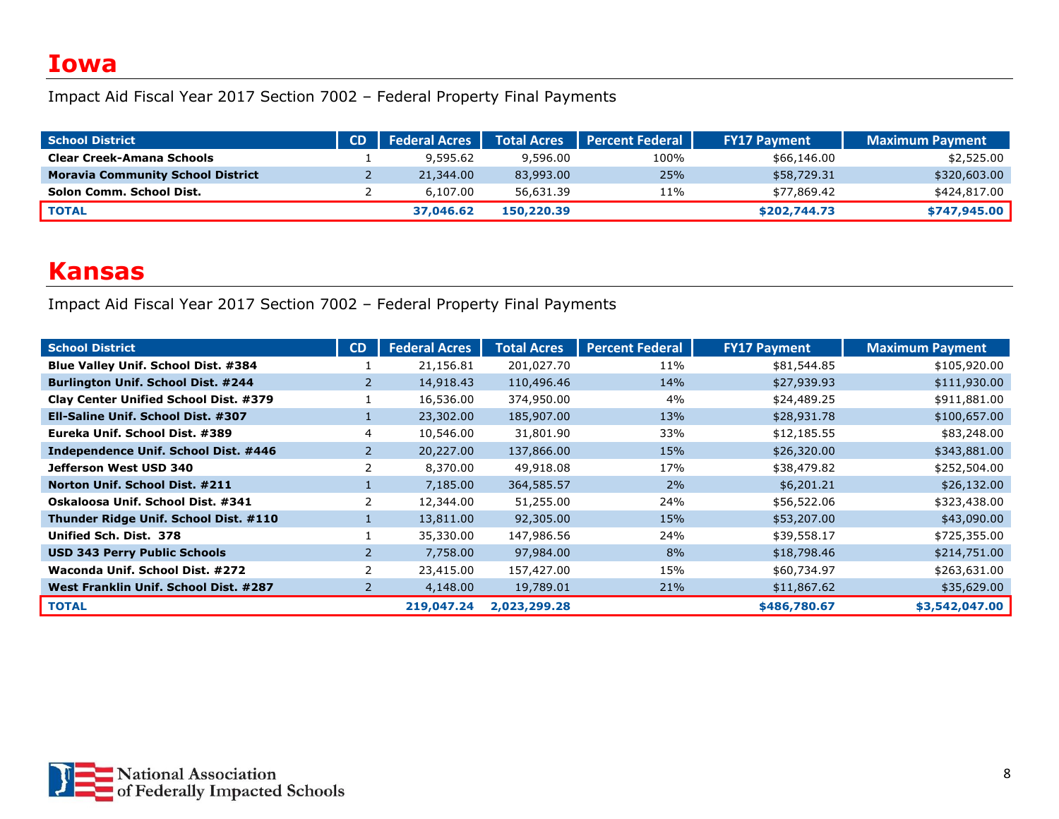# Iowa

Impact Aid Fiscal Year 2017 Section 7002 – Federal Property Final Payments

| School District | CD | Federal Acres | Total Acres | Percent Federal | FY17 Payment | Maximum Payment |
|---|---|---|---|---|---|---|
| **Clear Creek-Amana Schools** | 1 | 9,595.62 | 9,596.00 | 100% | $66,146.00 | $2,525.00 |
| **Moravia Community School District** | 2 | 21,344.00 | 83,993.00 | 25% | $58,729.31 | $320,603.00 |
| **Solon Comm. School Dist.** | 2 | 6,107.00 | 56,631.39 | 11% | $77,869.42 | $424,817.00 |
| **TOTAL** | | **37,046.62** | **150,220.39** | | **$202,744.73** | **$747,945.00** |

# Kansas

Impact Aid Fiscal Year 2017 Section 7002 – Federal Property Final Payments

| School District | CD | Federal Acres | Total Acres | Percent Federal | FY17 Payment | Maximum Payment |
|---|---|---|---|---|---|---|
| **Blue Valley Unif. School Dist. #384** | 1 | 21,156.81 | 201,027.70 | 11% | $81,544.85 | $105,920.00 |
| **Burlington Unif. School Dist. #244** | 2 | 14,918.43 | 110,496.46 | 14% | $27,939.93 | $111,930.00 |
| **Clay Center Unified School Dist. #379** | 1 | 16,536.00 | 374,950.00 | 4% | $24,489.25 | $911,881.00 |
| **Ell-Saline Unif. School Dist. #307** | 1 | 23,302.00 | 185,907.00 | 13% | $28,931.78 | $100,657.00 |
| **Eureka Unif. School Dist. #389** | 4 | 10,546.00 | 31,801.90 | 33% | $12,185.55 | $83,248.00 |
| **Independence Unif. School Dist. #446** | 2 | 20,227.00 | 137,866.00 | 15% | $26,320.00 | $343,881.00 |
| **Jefferson West USD 340** | 2 | 8,370.00 | 49,918.08 | 17% | $38,479.82 | $252,504.00 |
| **Norton Unif. School Dist. #211** | 1 | 7,185.00 | 364,585.57 | 2% | $6,201.21 | $26,132.00 |
| **Oskaloosa Unif. School Dist. #341** | 2 | 12,344.00 | 51,255.00 | 24% | $56,522.06 | $323,438.00 |
| **Thunder Ridge Unif. School Dist. #110** | 1 | 13,811.00 | 92,305.00 | 15% | $53,207.00 | $43,090.00 |
| **Unified Sch. Dist. 378** | 1 | 35,330.00 | 147,986.56 | 24% | $39,558.17 | $725,355.00 |
| **USD 343 Perry Public Schools** | 2 | 7,758.00 | 97,984.00 | 8% | $18,798.46 | $214,751.00 |
| **Waconda Unif. School Dist. #272** | 2 | 23,415.00 | 157,427.00 | 15% | $60,734.97 | $263,631.00 |
| **West Franklin Unif. School Dist. #287** | 2 | 4,148.00 | 19,789.01 | 21% | $11,867.62 | $35,629.00 |
| **TOTAL** | | **219,047.24** | **2,023,299.28** | | **$486,780.67** | **$3,542,047.00** |

National Association of Federally Impacted Schools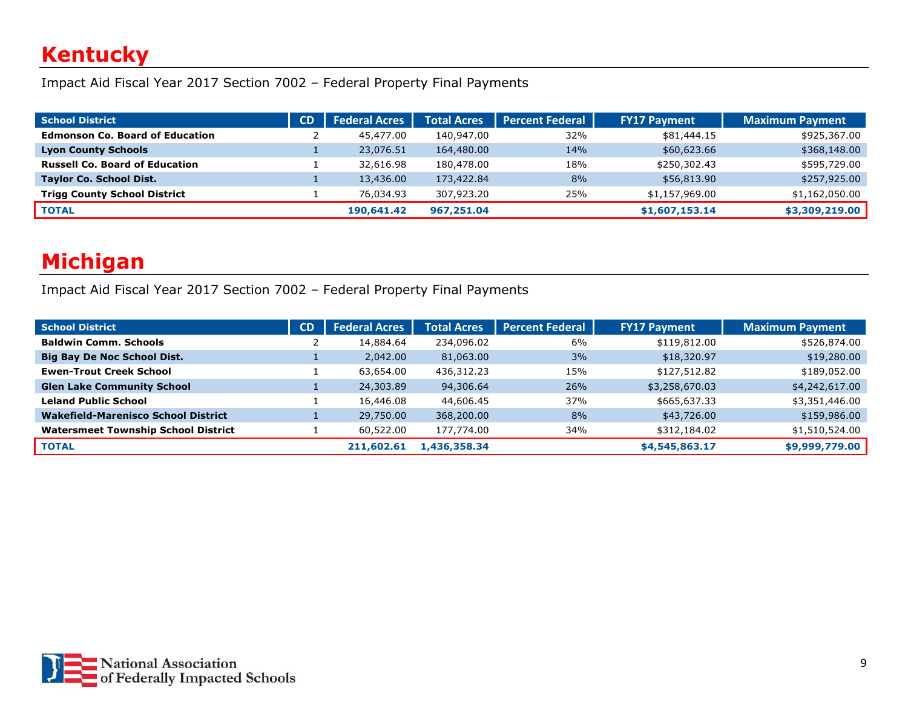# Kentucky

Impact Aid Fiscal Year 2017 Section 7002 – Federal Property Final Payments

| School District | CD | Federal Acres | Total Acres | Percent Federal | FY17 Payment | Maximum Payment |
|---|---|---|---|---|---|---|
| **Edmonson Co. Board of Education** | 2 | 45,477.00 | 140,947.00 | 32% | $81,444.15 | $925,367.00 |
| **Lyon County Schools** | 1 | 23,076.51 | 164,480.00 | 14% | $60,623.66 | $368,148.00 |
| **Russell Co. Board of Education** | 1 | 32,616.98 | 180,478.00 | 18% | $250,302.43 | $595,729.00 |
| **Taylor Co. School Dist.** | 1 | 13,436.00 | 173,422.84 | 8% | $56,813.90 | $257,925.00 |
| **Trigg County School District** | 1 | 76,034.93 | 307,923.20 | 25% | $1,157,969.00 | $1,162,050.00 |
| **TOTAL** | | **190,641.42** | **967,251.04** | | **$1,607,153.14** | **$3,309,219.00** |

# Michigan

Impact Aid Fiscal Year 2017 Section 7002 – Federal Property Final Payments

| School District | CD | Federal Acres | Total Acres | Percent Federal | FY17 Payment | Maximum Payment |
|---|---|---|---|---|---|---|
| **Baldwin Comm. Schools** | 2 | 14,884.64 | 234,096.02 | 6% | $119,812.00 | $526,874.00 |
| **Big Bay De Noc School Dist.** | 1 | 2,042.00 | 81,063.00 | 3% | $18,320.97 | $19,280.00 |
| **Ewen-Trout Creek School** | 1 | 63,654.00 | 436,312.23 | 15% | $127,512.82 | $189,052.00 |
| **Glen Lake Community School** | 1 | 24,303.89 | 94,306.64 | 26% | $3,258,670.03 | $4,242,617.00 |
| **Leland Public School** | 1 | 16,446.08 | 44,606.45 | 37% | $665,637.33 | $3,351,446.00 |
| **Wakefield-Marenisco School District** | 1 | 29,750.00 | 368,200.00 | 8% | $43,726.00 | $159,986.00 |
| **Watersmeet Township School District** | 1 | 60,522.00 | 177,774.00 | 34% | $312,184.02 | $1,510,524.00 |
| **TOTAL** | | **211,602.61** | **1,436,358.34** | | **$4,545,863.17** | **$9,999,779.00** |

National Association of Federally Impacted Schools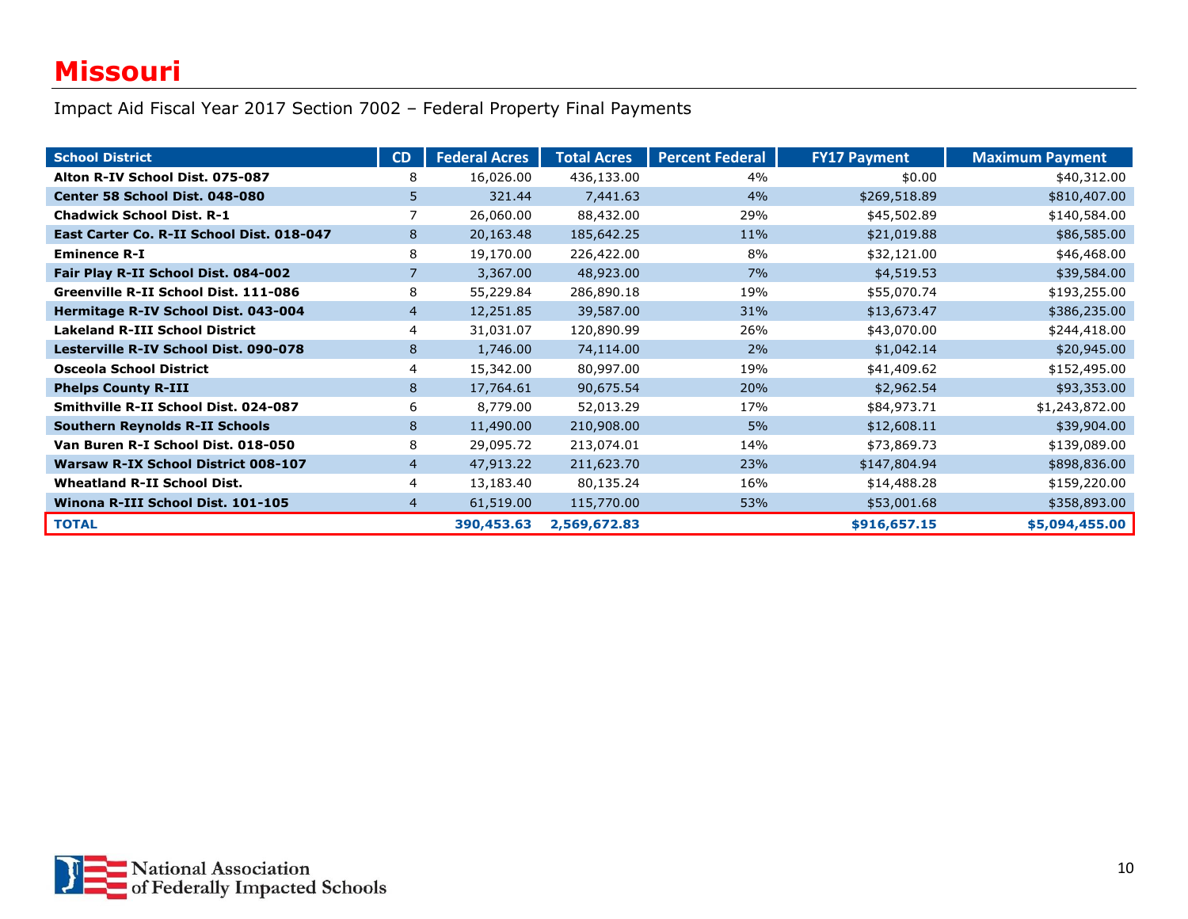# Missouri

Impact Aid Fiscal Year 2017 Section 7002 – Federal Property Final Payments

| School District | CD | Federal Acres | Total Acres | Percent Federal | FY17 Payment | Maximum Payment |
|---|---|---|---|---|---|---|
| Alton R-IV School Dist. 075-087 | 8 | 16,026.00 | 436,133.00 | 4% | $0.00 | $40,312.00 |
| Center 58 School Dist. 048-080 | 5 | 321.44 | 7,441.63 | 4% | $269,518.89 | $810,407.00 |
| Chadwick School Dist. R-1 | 7 | 26,060.00 | 88,432.00 | 29% | $45,502.89 | $140,584.00 |
| East Carter Co. R-II School Dist. 018-047 | 8 | 20,163.48 | 185,642.25 | 11% | $21,019.88 | $86,585.00 |
| Eminence R-I | 8 | 19,170.00 | 226,422.00 | 8% | $32,121.00 | $46,468.00 |
| Fair Play R-II School Dist. 084-002 | 7 | 3,367.00 | 48,923.00 | 7% | $4,519.53 | $39,584.00 |
| Greenville R-II School Dist. 111-086 | 8 | 55,229.84 | 286,890.18 | 19% | $55,070.74 | $193,255.00 |
| Hermitage R-IV School Dist. 043-004 | 4 | 12,251.85 | 39,587.00 | 31% | $13,673.47 | $386,235.00 |
| Lakeland R-III School District | 4 | 31,031.07 | 120,890.99 | 26% | $43,070.00 | $244,418.00 |
| Lesterville R-IV School Dist. 090-078 | 8 | 1,746.00 | 74,114.00 | 2% | $1,042.14 | $20,945.00 |
| Osceola School District | 4 | 15,342.00 | 80,997.00 | 19% | $41,409.62 | $152,495.00 |
| Phelps County R-III | 8 | 17,764.61 | 90,675.54 | 20% | $2,962.54 | $93,353.00 |
| Smithville R-II School Dist. 024-087 | 6 | 8,779.00 | 52,013.29 | 17% | $84,973.71 | $1,243,872.00 |
| Southern Reynolds R-II Schools | 8 | 11,490.00 | 210,908.00 | 5% | $12,608.11 | $39,904.00 |
| Van Buren R-I School Dist. 018-050 | 8 | 29,095.72 | 213,074.01 | 14% | $73,869.73 | $139,089.00 |
| Warsaw R-IX School District 008-107 | 4 | 47,913.22 | 211,623.70 | 23% | $147,804.94 | $898,836.00 |
| Wheatland R-II School Dist. | 4 | 13,183.40 | 80,135.24 | 16% | $14,488.28 | $159,220.00 |
| Winona R-III School Dist. 101-105 | 4 | 61,519.00 | 115,770.00 | 53% | $53,001.68 | $358,893.00 |
| **TOTAL** | | **390,453.63** | **2,569,672.83** | | **$916,657.15** | **$5,094,455.00** |

National Association of Federally Impacted Schools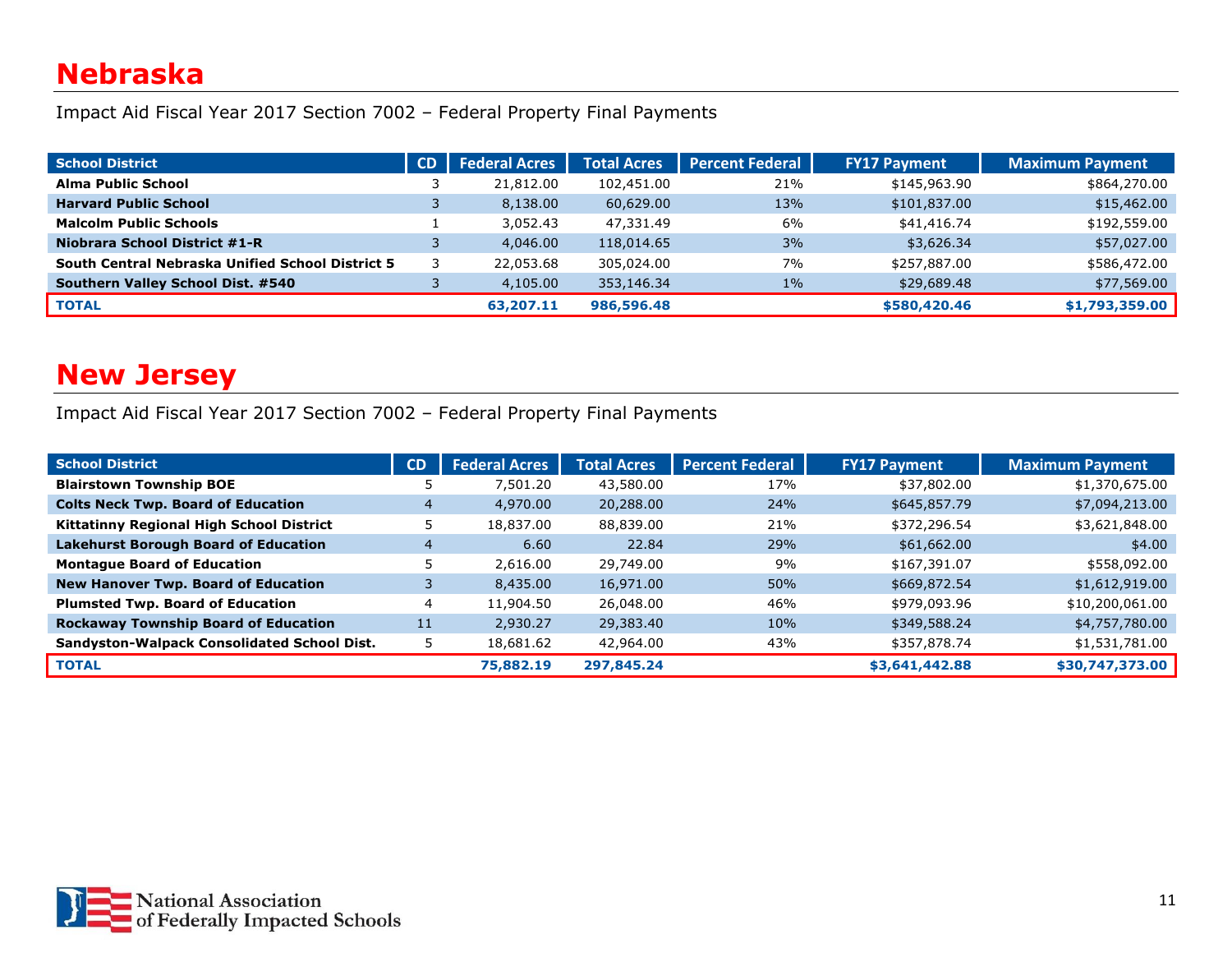# Nebraska

Impact Aid Fiscal Year 2017 Section 7002 – Federal Property Final Payments

| School District | CD | Federal Acres | Total Acres | Percent Federal | FY17 Payment | Maximum Payment |
|---|---|---|---|---|---|---|
| **Alma Public School** | 3 | 21,812.00 | 102,451.00 | 21% | $145,963.90 | $864,270.00 |
| **Harvard Public School** | 3 | 8,138.00 | 60,629.00 | 13% | $101,837.00 | $15,462.00 |
| **Malcolm Public Schools** | 1 | 3,052.43 | 47,331.49 | 6% | $41,416.74 | $192,559.00 |
| **Niobrara School District #1-R** | 3 | 4,046.00 | 118,014.65 | 3% | $3,626.34 | $57,027.00 |
| **South Central Nebraska Unified School District 5** | 3 | 22,053.68 | 305,024.00 | 7% | $257,887.00 | $586,472.00 |
| **Southern Valley School Dist. #540** | 3 | 4,105.00 | 353,146.34 | 1% | $29,689.48 | $77,569.00 |
| **TOTAL** | | **63,207.11** | **986,596.48** | | **$580,420.46** | **$1,793,359.00** |

# New Jersey

Impact Aid Fiscal Year 2017 Section 7002 – Federal Property Final Payments

| School District | CD | Federal Acres | Total Acres | Percent Federal | FY17 Payment | Maximum Payment |
|---|---|---|---|---|---|---|
| **Blairstown Township BOE** | 5 | 7,501.20 | 43,580.00 | 17% | $37,802.00 | $1,370,675.00 |
| **Colts Neck Twp. Board of Education** | 4 | 4,970.00 | 20,288.00 | 24% | $645,857.79 | $7,094,213.00 |
| **Kittatinny Regional High School District** | 5 | 18,837.00 | 88,839.00 | 21% | $372,296.54 | $3,621,848.00 |
| **Lakehurst Borough Board of Education** | 4 | 6.60 | 22.84 | 29% | $61,662.00 | $4.00 |
| **Montague Board of Education** | 5 | 2,616.00 | 29,749.00 | 9% | $167,391.07 | $558,092.00 |
| **New Hanover Twp. Board of Education** | 3 | 8,435.00 | 16,971.00 | 50% | $669,872.54 | $1,612,919.00 |
| **Plumsted Twp. Board of Education** | 4 | 11,904.50 | 26,048.00 | 46% | $979,093.96 | $10,200,061.00 |
| **Rockaway Township Board of Education** | 11 | 2,930.27 | 29,383.40 | 10% | $349,588.24 | $4,757,780.00 |
| **Sandyston-Walpack Consolidated School Dist.** | 5 | 18,681.62 | 42,964.00 | 43% | $357,878.74 | $1,531,781.00 |
| **TOTAL** | | **75,882.19** | **297,845.24** | | **$3,641,442.88** | **$30,747,373.00** |

National Association of Federally Impacted Schools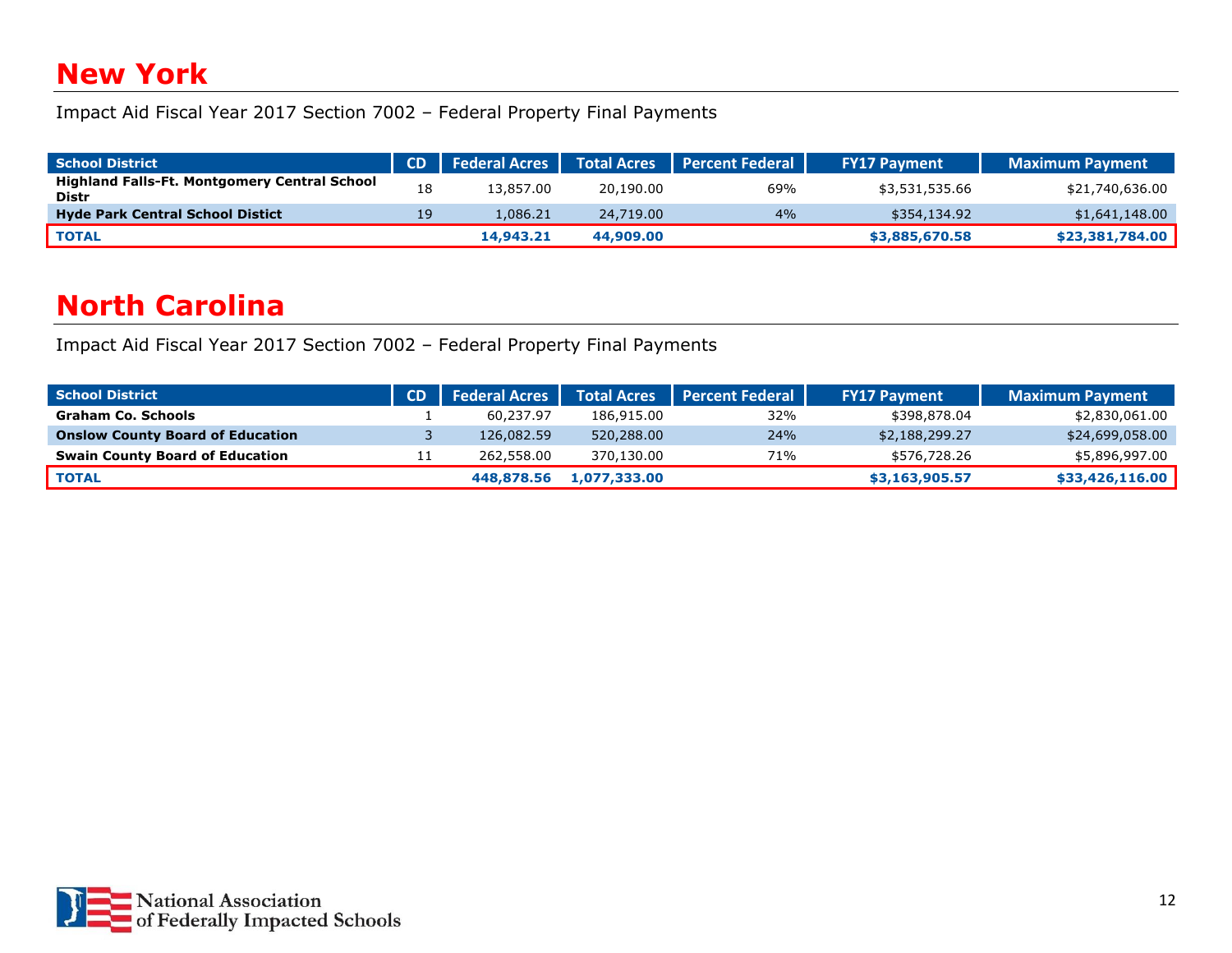# New York

Impact Aid Fiscal Year 2017 Section 7002 – Federal Property Final Payments

| School District | CD | Federal Acres | Total Acres | Percent Federal | FY17 Payment | Maximum Payment |
|---|---|---|---|---|---|---|
| **Highland Falls-Ft. Montgomery Central School Distr** | 18 | 13,857.00 | 20,190.00 | 69% | $3,531,535.66 | $21,740,636.00 |
| **Hyde Park Central School Distict** | 19 | 1,086.21 | 24,719.00 | 4% | $354,134.92 | $1,641,148.00 |
| **TOTAL** | | **14,943.21** | **44,909.00** | | **$3,885,670.58** | **$23,381,784.00** |

# North Carolina

Impact Aid Fiscal Year 2017 Section 7002 – Federal Property Final Payments

| School District | CD | Federal Acres | Total Acres | Percent Federal | FY17 Payment | Maximum Payment |
|---|---|---|---|---|---|---|
| **Graham Co. Schools** | 1 | 60,237.97 | 186,915.00 | 32% | $398,878.04 | $2,830,061.00 |
| **Onslow County Board of Education** | 3 | 126,082.59 | 520,288.00 | 24% | $2,188,299.27 | $24,699,058.00 |
| **Swain County Board of Education** | 11 | 262,558.00 | 370,130.00 | 71% | $576,728.26 | $5,896,997.00 |
| **TOTAL** | | **448,878.56** | **1,077,333.00** | | **$3,163,905.57** | **$33,426,116.00** |

National Association of Federally Impacted Schools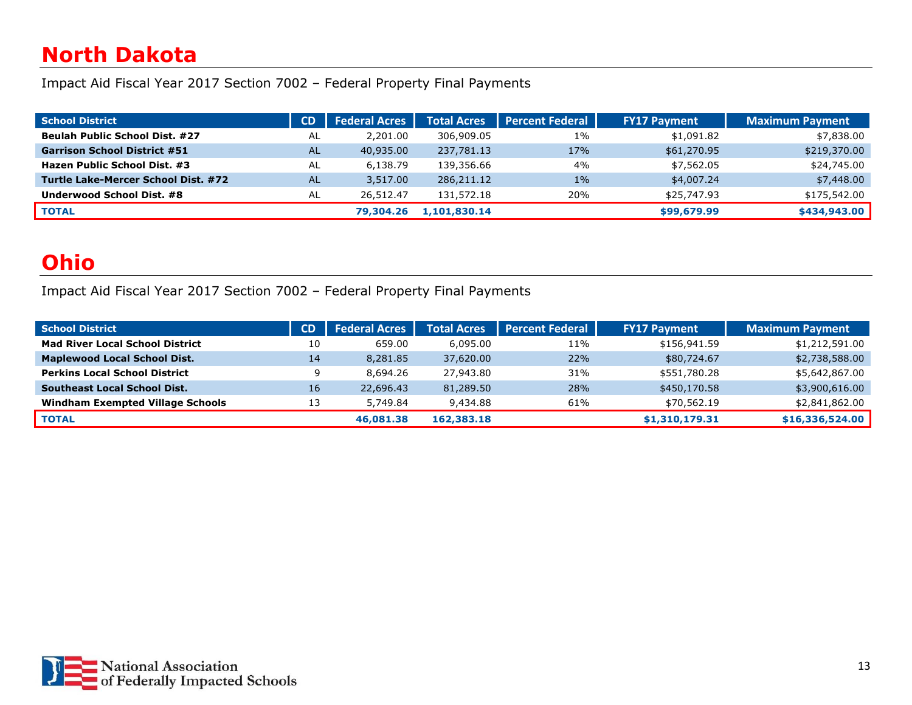# North Dakota

Impact Aid Fiscal Year 2017 Section 7002 – Federal Property Final Payments

| School District | CD | Federal Acres | Total Acres | Percent Federal | FY17 Payment | Maximum Payment |
|---|---|---|---|---|---|---|
| **Beulah Public School Dist. #27** | AL | 2,201.00 | 306,909.05 | 1% | $1,091.82 | $7,838.00 |
| **Garrison School District #51** | AL | 40,935.00 | 237,781.13 | 17% | $61,270.95 | $219,370.00 |
| **Hazen Public School Dist. #3** | AL | 6,138.79 | 139,356.66 | 4% | $7,562.05 | $24,745.00 |
| **Turtle Lake-Mercer School Dist. #72** | AL | 3,517.00 | 286,211.12 | 1% | $4,007.24 | $7,448.00 |
| **Underwood School Dist. #8** | AL | 26,512.47 | 131,572.18 | 20% | $25,747.93 | $175,542.00 |
| **TOTAL** | | **79,304.26** | **1,101,830.14** | | **$99,679.99** | **$434,943.00** |

# Ohio

Impact Aid Fiscal Year 2017 Section 7002 – Federal Property Final Payments

| School District | CD | Federal Acres | Total Acres | Percent Federal | FY17 Payment | Maximum Payment |
|---|---|---|---|---|---|---|
| **Mad River Local School District** | 10 | 659.00 | 6,095.00 | 11% | $156,941.59 | $1,212,591.00 |
| **Maplewood Local School Dist.** | 14 | 8,281.85 | 37,620.00 | 22% | $80,724.67 | $2,738,588.00 |
| **Perkins Local School District** | 9 | 8,694.26 | 27,943.80 | 31% | $551,780.28 | $5,642,867.00 |
| **Southeast Local School Dist.** | 16 | 22,696.43 | 81,289.50 | 28% | $450,170.58 | $3,900,616.00 |
| **Windham Exempted Village Schools** | 13 | 5,749.84 | 9,434.88 | 61% | $70,562.19 | $2,841,862.00 |
| **TOTAL** | | **46,081.38** | **162,383.18** | | **$1,310,179.31** | **$16,336,524.00** |

National Association of Federally Impacted Schools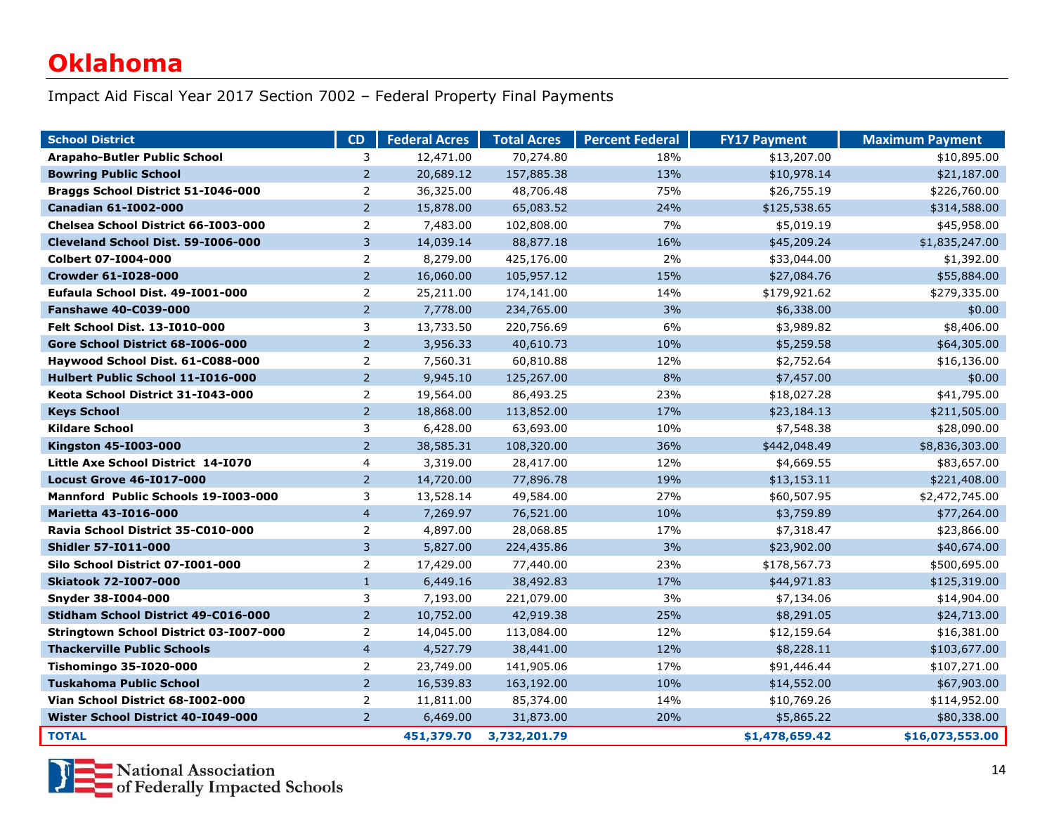# Oklahoma

Impact Aid Fiscal Year 2017 Section 7002 – Federal Property Final Payments

| School District | CD | Federal Acres | Total Acres | Percent Federal | FY17 Payment | Maximum Payment |
|---|---|---|---|---|---|---|
| **Arapaho-Butler Public School** | 3 | 12,471.00 | 70,274.80 | 18% | $13,207.00 | $10,895.00 |
| **Bowring Public School** | 2 | 20,689.12 | 157,885.38 | 13% | $10,978.14 | $21,187.00 |
| **Braggs School District 51-I046-000** | 2 | 36,325.00 | 48,706.48 | 75% | $26,755.19 | $226,760.00 |
| **Canadian 61-I002-000** | 2 | 15,878.00 | 65,083.52 | 24% | $125,538.65 | $314,588.00 |
| **Chelsea School District 66-I003-000** | 2 | 7,483.00 | 102,808.00 | 7% | $5,019.19 | $45,958.00 |
| **Cleveland School Dist. 59-I006-000** | 3 | 14,039.14 | 88,877.18 | 16% | $45,209.24 | $1,835,247.00 |
| **Colbert 07-I004-000** | 2 | 8,279.00 | 425,176.00 | 2% | $33,044.00 | $1,392.00 |
| **Crowder 61-I028-000** | 2 | 16,060.00 | 105,957.12 | 15% | $27,084.76 | $55,884.00 |
| **Eufaula School Dist. 49-I001-000** | 2 | 25,211.00 | 174,141.00 | 14% | $179,921.62 | $279,335.00 |
| **Fanshawe 40-C039-000** | 2 | 7,778.00 | 234,765.00 | 3% | $6,338.00 | $0.00 |
| **Felt School Dist. 13-I010-000** | 3 | 13,733.50 | 220,756.69 | 6% | $3,989.82 | $8,406.00 |
| **Gore School District 68-I006-000** | 2 | 3,956.33 | 40,610.73 | 10% | $5,259.58 | $64,305.00 |
| **Haywood School Dist. 61-C088-000** | 2 | 7,560.31 | 60,810.88 | 12% | $2,752.64 | $16,136.00 |
| **Hulbert Public School 11-I016-000** | 2 | 9,945.10 | 125,267.00 | 8% | $7,457.00 | $0.00 |
| **Keota School District 31-I043-000** | 2 | 19,564.00 | 86,493.25 | 23% | $18,027.28 | $41,795.00 |
| **Keys School** | 2 | 18,868.00 | 113,852.00 | 17% | $23,184.13 | $211,505.00 |
| **Kildare School** | 3 | 6,428.00 | 63,693.00 | 10% | $7,548.38 | $28,090.00 |
| **Kingston 45-I003-000** | 2 | 38,585.31 | 108,320.00 | 36% | $442,048.49 | $8,836,303.00 |
| **Little Axe School District 14-I070** | 4 | 3,319.00 | 28,417.00 | 12% | $4,669.55 | $83,657.00 |
| **Locust Grove 46-I017-000** | 2 | 14,720.00 | 77,896.78 | 19% | $13,153.11 | $221,408.00 |
| **Mannford Public Schools 19-I003-000** | 3 | 13,528.14 | 49,584.00 | 27% | $60,507.95 | $2,472,745.00 |
| **Marietta 43-I016-000** | 4 | 7,269.97 | 76,521.00 | 10% | $3,759.89 | $77,264.00 |
| **Ravia School District 35-C010-000** | 2 | 4,897.00 | 28,068.85 | 17% | $7,318.47 | $23,866.00 |
| **Shidler 57-I011-000** | 3 | 5,827.00 | 224,435.86 | 3% | $23,902.00 | $40,674.00 |
| **Silo School District 07-I001-000** | 2 | 17,429.00 | 77,440.00 | 23% | $178,567.73 | $500,695.00 |
| **Skiatook 72-I007-000** | 1 | 6,449.16 | 38,492.83 | 17% | $44,971.83 | $125,319.00 |
| **Snyder 38-I004-000** | 3 | 7,193.00 | 221,079.00 | 3% | $7,134.06 | $14,904.00 |
| **Stidham School District 49-C016-000** | 2 | 10,752.00 | 42,919.38 | 25% | $8,291.05 | $24,713.00 |
| **Stringtown School District 03-I007-000** | 2 | 14,045.00 | 113,084.00 | 12% | $12,159.64 | $16,381.00 |
| **Thackerville Public Schools** | 4 | 4,527.79 | 38,441.00 | 12% | $8,228.11 | $103,677.00 |
| **Tishomingo 35-I020-000** | 2 | 23,749.00 | 141,905.06 | 17% | $91,446.44 | $107,271.00 |
| **Tuskahoma Public School** | 2 | 16,539.83 | 163,192.00 | 10% | $14,552.00 | $67,903.00 |
| **Vian School District 68-I002-000** | 2 | 11,811.00 | 85,374.00 | 14% | $10,769.26 | $114,952.00 |
| **Wister School District 40-I049-000** | 2 | 6,469.00 | 31,873.00 | 20% | $5,865.22 | $80,338.00 |
| **TOTAL** | | **451,379.70** | **3,732,201.79** | | **$1,478,659.42** | **$16,073,553.00** |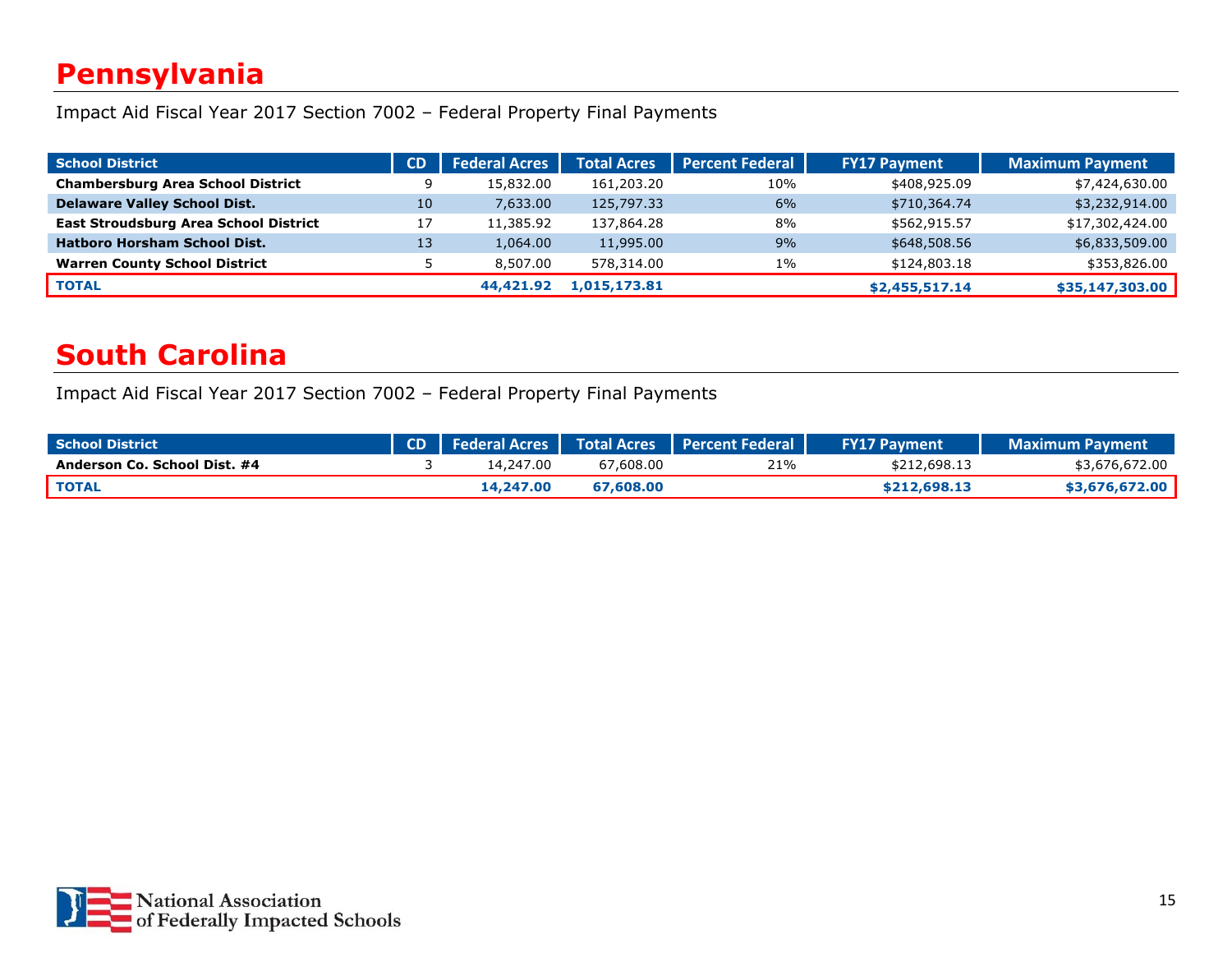# Pennsylvania

Impact Aid Fiscal Year 2017 Section 7002 – Federal Property Final Payments

| School District | CD | Federal Acres | Total Acres | Percent Federal | FY17 Payment | Maximum Payment |
|---|---|---|---|---|---|---|
| **Chambersburg Area School District** | 9 | 15,832.00 | 161,203.20 | 10% | $408,925.09 | $7,424,630.00 |
| **Delaware Valley School Dist.** | 10 | 7,633.00 | 125,797.33 | 6% | $710,364.74 | $3,232,914.00 |
| **East Stroudsburg Area School District** | 17 | 11,385.92 | 137,864.28 | 8% | $562,915.57 | $17,302,424.00 |
| **Hatboro Horsham School Dist.** | 13 | 1,064.00 | 11,995.00 | 9% | $648,508.56 | $6,833,509.00 |
| **Warren County School District** | 5 | 8,507.00 | 578,314.00 | 1% | $124,803.18 | $353,826.00 |
| **TOTAL** | | **44,421.92** | **1,015,173.81** | | **$2,455,517.14** | **$35,147,303.00** |

# South Carolina

Impact Aid Fiscal Year 2017 Section 7002 – Federal Property Final Payments

| School District | CD | Federal Acres | Total Acres | Percent Federal | FY17 Payment | Maximum Payment |
|---|---|---|---|---|---|---|
| **Anderson Co. School Dist. #4** | 3 | 14,247.00 | 67,608.00 | 21% | $212,698.13 | $3,676,672.00 |
| **TOTAL** | | **14,247.00** | **67,608.00** | | **$212,698.13** | **$3,676,672.00** |

National Association of Federally Impacted Schools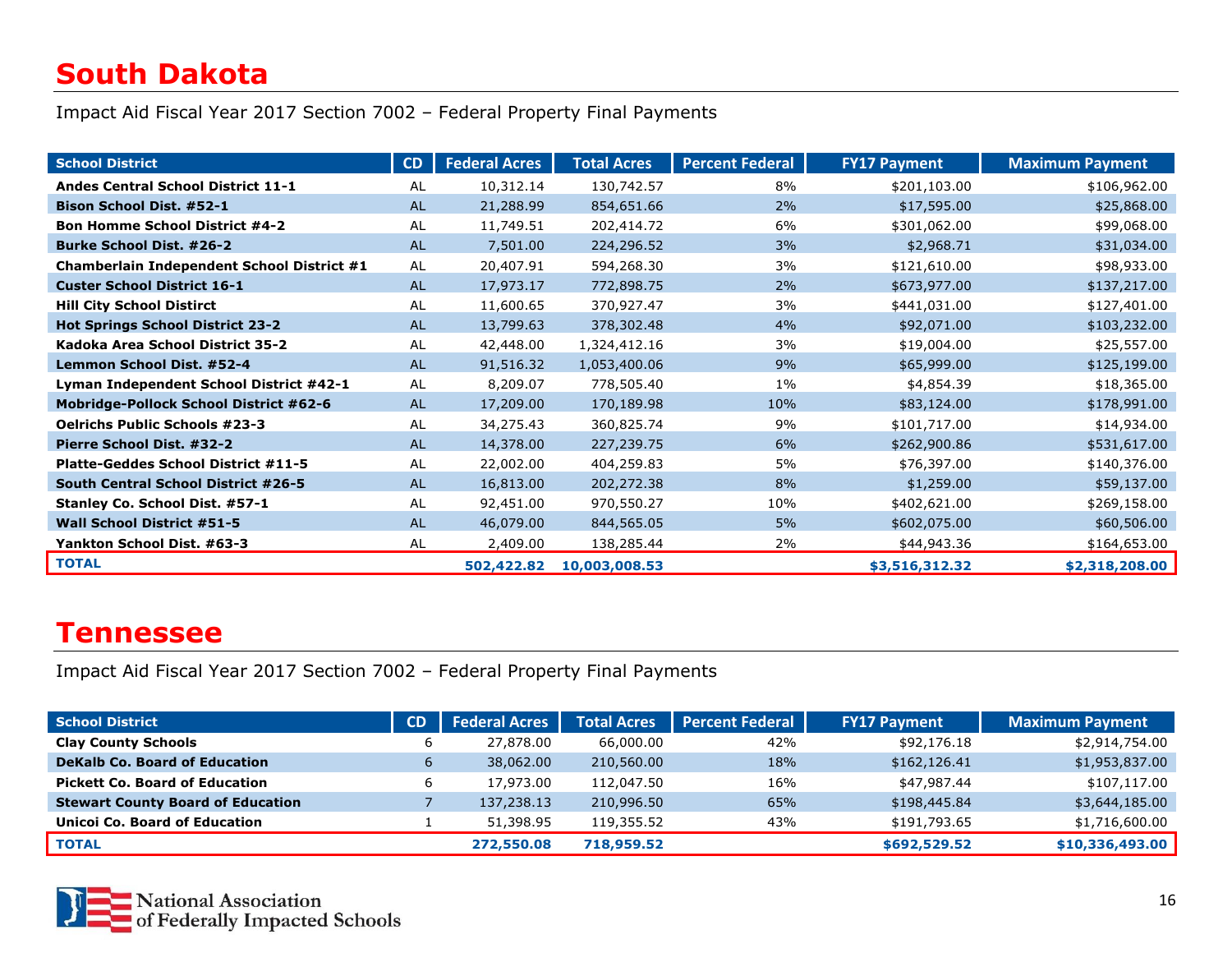# South Dakota

Impact Aid Fiscal Year 2017 Section 7002 – Federal Property Final Payments

| School District | CD | Federal Acres | Total Acres | Percent Federal | FY17 Payment | Maximum Payment |
|---|---|---|---|---|---|---|
| **Andes Central School District 11-1** | AL | 10,312.14 | 130,742.57 | 8% | $201,103.00 | $106,962.00 |
| **Bison School Dist. #52-1** | AL | 21,288.99 | 854,651.66 | 2% | $17,595.00 | $25,868.00 |
| **Bon Homme School District #4-2** | AL | 11,749.51 | 202,414.72 | 6% | $301,062.00 | $99,068.00 |
| **Burke School Dist. #26-2** | AL | 7,501.00 | 224,296.52 | 3% | $2,968.71 | $31,034.00 |
| **Chamberlain Independent School District #1** | AL | 20,407.91 | 594,268.30 | 3% | $121,610.00 | $98,933.00 |
| **Custer School District 16-1** | AL | 17,973.17 | 772,898.75 | 2% | $673,977.00 | $137,217.00 |
| **Hill City School Distirct** | AL | 11,600.65 | 370,927.47 | 3% | $441,031.00 | $127,401.00 |
| **Hot Springs School District 23-2** | AL | 13,799.63 | 378,302.48 | 4% | $92,071.00 | $103,232.00 |
| **Kadoka Area School District 35-2** | AL | 42,448.00 | 1,324,412.16 | 3% | $19,004.00 | $25,557.00 |
| **Lemmon School Dist. #52-4** | AL | 91,516.32 | 1,053,400.06 | 9% | $65,999.00 | $125,199.00 |
| **Lyman Independent School District #42-1** | AL | 8,209.07 | 778,505.40 | 1% | $4,854.39 | $18,365.00 |
| **Mobridge-Pollock School District #62-6** | AL | 17,209.00 | 170,189.98 | 10% | $83,124.00 | $178,991.00 |
| **Oelrichs Public Schools #23-3** | AL | 34,275.43 | 360,825.74 | 9% | $101,717.00 | $14,934.00 |
| **Pierre School Dist. #32-2** | AL | 14,378.00 | 227,239.75 | 6% | $262,900.86 | $531,617.00 |
| **Platte-Geddes School District #11-5** | AL | 22,002.00 | 404,259.83 | 5% | $76,397.00 | $140,376.00 |
| **South Central School District #26-5** | AL | 16,813.00 | 202,272.38 | 8% | $1,259.00 | $59,137.00 |
| **Stanley Co. School Dist. #57-1** | AL | 92,451.00 | 970,550.27 | 10% | $402,621.00 | $269,158.00 |
| **Wall School District #51-5** | AL | 46,079.00 | 844,565.05 | 5% | $602,075.00 | $60,506.00 |
| **Yankton School Dist. #63-3** | AL | 2,409.00 | 138,285.44 | 2% | $44,943.36 | $164,653.00 |
| **TOTAL** | | **502,422.82** | **10,003,008.53** | | **$3,516,312.32** | **$2,318,208.00** |

# Tennessee

Impact Aid Fiscal Year 2017 Section 7002 – Federal Property Final Payments

| School District | CD | Federal Acres | Total Acres | Percent Federal | FY17 Payment | Maximum Payment |
|---|---|---|---|---|---|---|
| **Clay County Schools** | 6 | 27,878.00 | 66,000.00 | 42% | $92,176.18 | $2,914,754.00 |
| **DeKalb Co. Board of Education** | 6 | 38,062.00 | 210,560.00 | 18% | $162,126.41 | $1,953,837.00 |
| **Pickett Co. Board of Education** | 6 | 17,973.00 | 112,047.50 | 16% | $47,987.44 | $107,117.00 |
| **Stewart County Board of Education** | 7 | 137,238.13 | 210,996.50 | 65% | $198,445.84 | $3,644,185.00 |
| **Unicoi Co. Board of Education** | 1 | 51,398.95 | 119,355.52 | 43% | $191,793.65 | $1,716,600.00 |
| **TOTAL** | | **272,550.08** | **718,959.52** | | **$692,529.52** | **$10,336,493.00** |

National Association of Federally Impacted Schools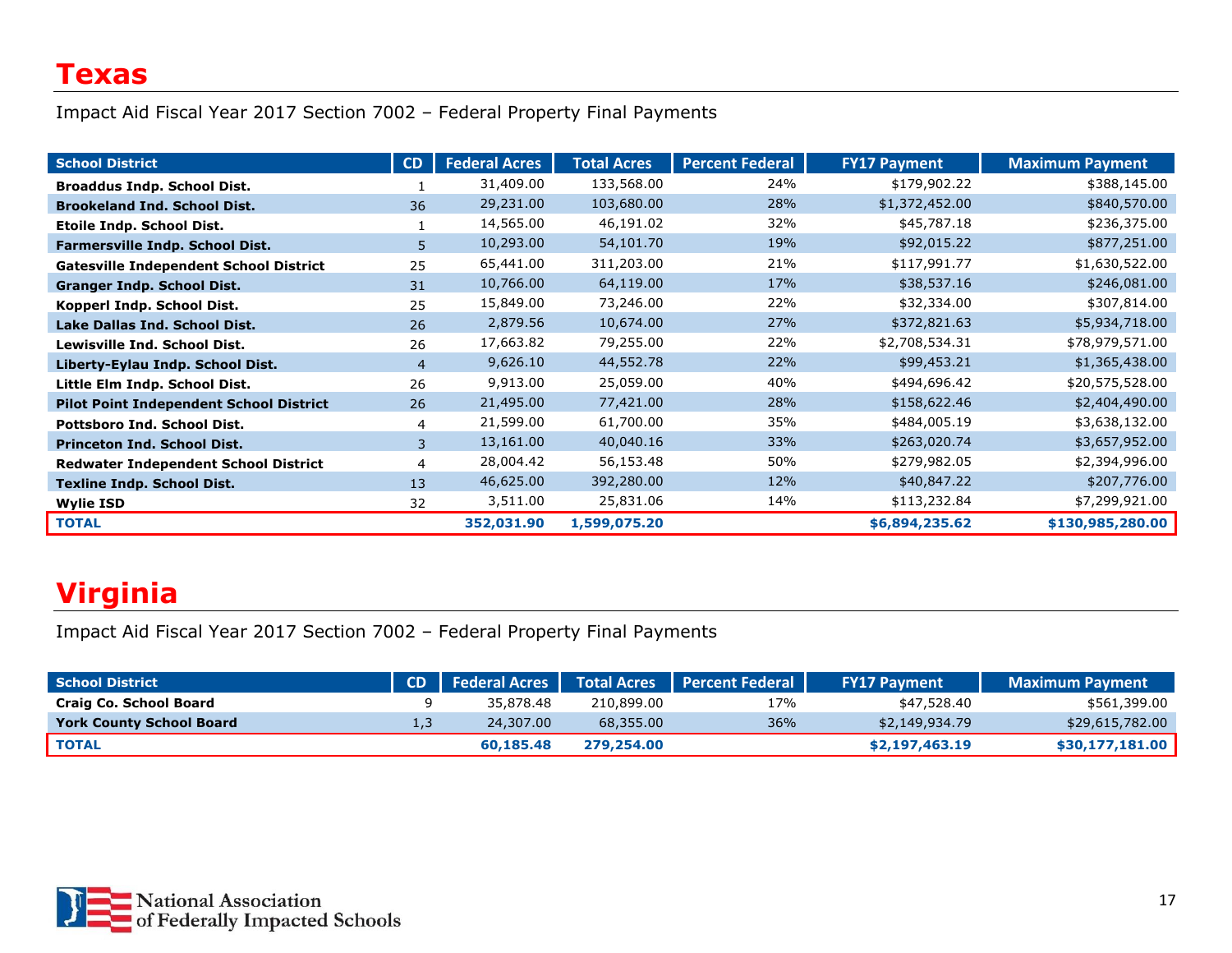# Texas

Impact Aid Fiscal Year 2017 Section 7002 – Federal Property Final Payments

| School District | CD | Federal Acres | Total Acres | Percent Federal | FY17 Payment | Maximum Payment |
|---|---|---|---|---|---|---|
| **Broaddus Indp. School Dist.** | 1 | 31,409.00 | 133,568.00 | 24% | $179,902.22 | $388,145.00 |
| **Brookeland Ind. School Dist.** | 36 | 29,231.00 | 103,680.00 | 28% | $1,372,452.00 | $840,570.00 |
| **Etoile Indp. School Dist.** | 1 | 14,565.00 | 46,191.02 | 32% | $45,787.18 | $236,375.00 |
| **Farmersville Indp. School Dist.** | 5 | 10,293.00 | 54,101.70 | 19% | $92,015.22 | $877,251.00 |
| **Gatesville Independent School District** | 25 | 65,441.00 | 311,203.00 | 21% | $117,991.77 | $1,630,522.00 |
| **Granger Indp. School Dist.** | 31 | 10,766.00 | 64,119.00 | 17% | $38,537.16 | $246,081.00 |
| **Kopperl Indp. School Dist.** | 25 | 15,849.00 | 73,246.00 | 22% | $32,334.00 | $307,814.00 |
| **Lake Dallas Ind. School Dist.** | 26 | 2,879.56 | 10,674.00 | 27% | $372,821.63 | $5,934,718.00 |
| **Lewisville Ind. School Dist.** | 26 | 17,663.82 | 79,255.00 | 22% | $2,708,534.31 | $78,979,571.00 |
| **Liberty-Eylau Indp. School Dist.** | 4 | 9,626.10 | 44,552.78 | 22% | $99,453.21 | $1,365,438.00 |
| **Little Elm Indp. School Dist.** | 26 | 9,913.00 | 25,059.00 | 40% | $494,696.42 | $20,575,528.00 |
| **Pilot Point Independent School District** | 26 | 21,495.00 | 77,421.00 | 28% | $158,622.46 | $2,404,490.00 |
| **Pottsboro Ind. School Dist.** | 4 | 21,599.00 | 61,700.00 | 35% | $484,005.19 | $3,638,132.00 |
| **Princeton Ind. School Dist.** | 3 | 13,161.00 | 40,040.16 | 33% | $263,020.74 | $3,657,952.00 |
| **Redwater Independent School District** | 4 | 28,004.42 | 56,153.48 | 50% | $279,982.05 | $2,394,996.00 |
| **Texline Indp. School Dist.** | 13 | 46,625.00 | 392,280.00 | 12% | $40,847.22 | $207,776.00 |
| **Wylie ISD** | 32 | 3,511.00 | 25,831.06 | 14% | $113,232.84 | $7,299,921.00 |
| **TOTAL** | | **352,031.90** | **1,599,075.20** | | **$6,894,235.62** | **$130,985,280.00** |

# Virginia

Impact Aid Fiscal Year 2017 Section 7002 – Federal Property Final Payments

| School District | CD | Federal Acres | Total Acres | Percent Federal | FY17 Payment | Maximum Payment |
|---|---|---|---|---|---|---|
| **Craig Co. School Board** | 9 | 35,878.48 | 210,899.00 | 17% | $47,528.40 | $561,399.00 |
| **York County School Board** | 1,3 | 24,307.00 | 68,355.00 | 36% | $2,149,934.79 | $29,615,782.00 |
| **TOTAL** | | **60,185.48** | **279,254.00** | | **$2,197,463.19** | **$30,177,181.00** |

National Association of Federally Impacted Schools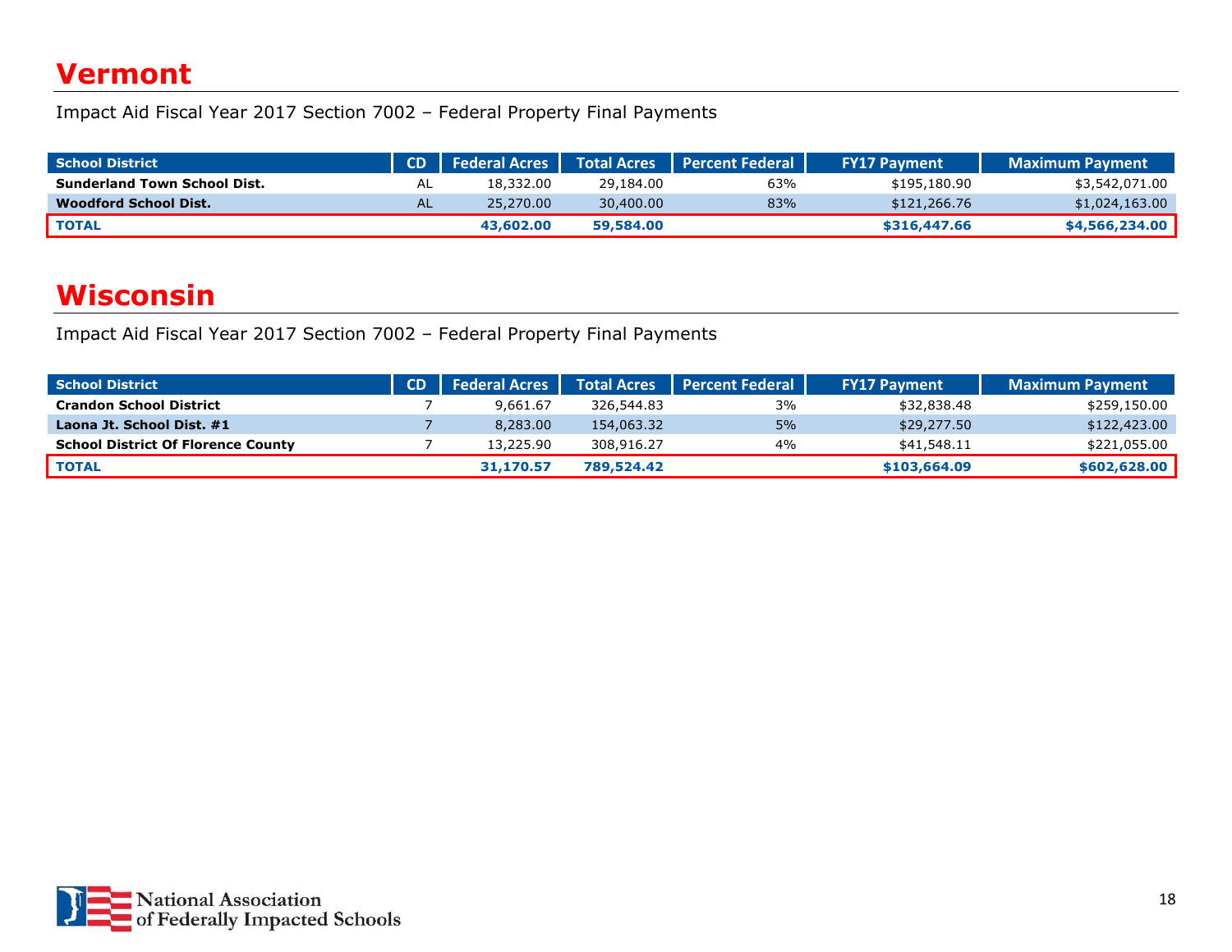# Vermont

Impact Aid Fiscal Year 2017 Section 7002 – Federal Property Final Payments

| School District | CD | Federal Acres | Total Acres | Percent Federal | FY17 Payment | Maximum Payment |
|---|---|---|---|---|---|---|
| **Sunderland Town School Dist.** | AL | 18,332.00 | 29,184.00 | 63% | $195,180.90 | $3,542,071.00 |
| **Woodford School Dist.** | AL | 25,270.00 | 30,400.00 | 83% | $121,266.76 | $1,024,163.00 |
| **TOTAL** | | **43,602.00** | **59,584.00** | | **$316,447.66** | **$4,566,234.00** |

# Wisconsin

Impact Aid Fiscal Year 2017 Section 7002 – Federal Property Final Payments

| School District | CD | Federal Acres | Total Acres | Percent Federal | FY17 Payment | Maximum Payment |
|---|---|---|---|---|---|---|
| **Crandon School District** | 7 | 9,661.67 | 326,544.83 | 3% | $32,838.48 | $259,150.00 |
| **Laona Jt. School Dist. #1** | 7 | 8,283.00 | 154,063.32 | 5% | $29,277.50 | $122,423.00 |
| **School District Of Florence County** | 7 | 13,225.90 | 308,916.27 | 4% | $41,548.11 | $221,055.00 |
| **TOTAL** | | **31,170.57** | **789,524.42** | | **$103,664.09** | **$602,628.00** |

National Association of Federally Impacted Schools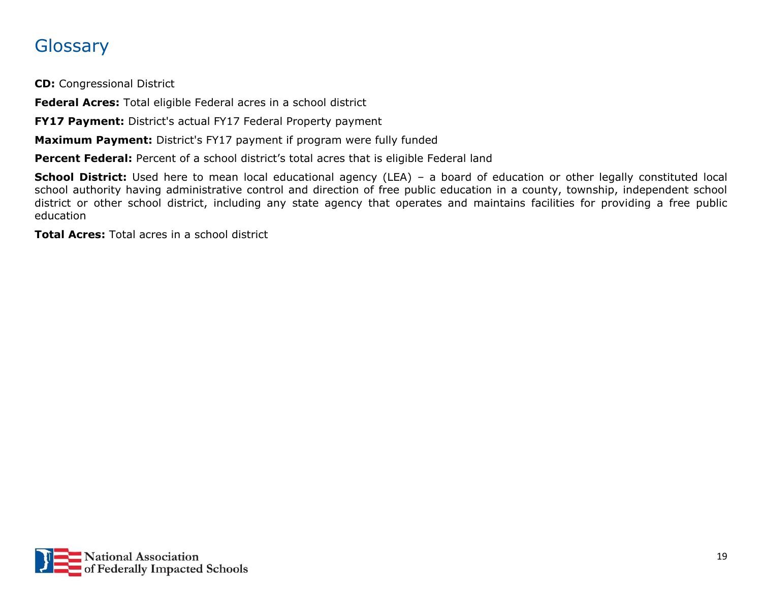# Glossary

**CD:** Congressional District

**Federal Acres:** Total eligible Federal acres in a school district

**FY17 Payment:** District's actual FY17 Federal Property payment

**Maximum Payment:** District's FY17 payment if program were fully funded

**Percent Federal:** Percent of a school district's total acres that is eligible Federal land

**School District:** Used here to mean local educational agency (LEA) – a board of education or other legally constituted local school authority having administrative control and direction of free public education in a county, township, independent school district or other school district, including any state agency that operates and maintains facilities for providing a free public education

**Total Acres:** Total acres in a school district